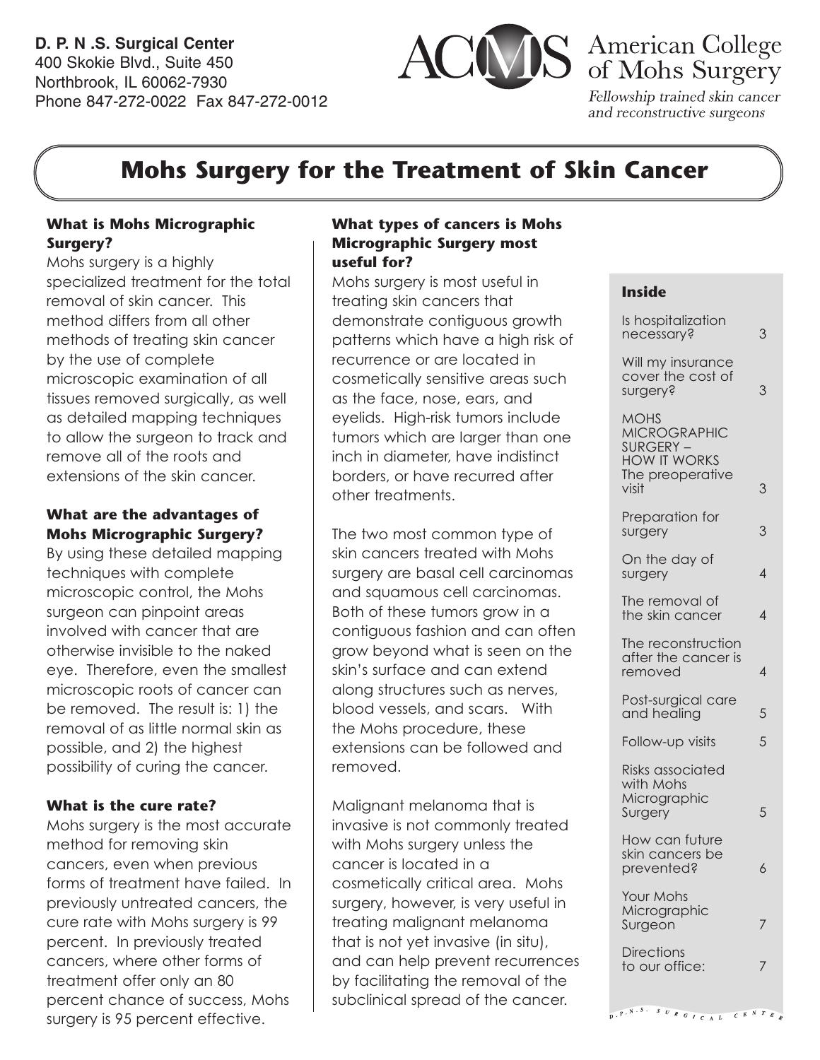**D. P. N .S. Surgical Center**
400 Skokie Blvd., Suite 450
Northbrook, IL 60062-7930
Phone 847-272-0022 Fax 847-272-0012

ACMS American College of Mohs Surgery
*Fellowship trained skin cancer and reconstructive surgeons*

# Mohs Surgery for the Treatment of Skin Cancer

### What is Mohs Micrographic Surgery?

Mohs surgery is a highly specialized treatment for the total removal of skin cancer. This method differs from all other methods of treating skin cancer by the use of complete microscopic examination of all tissues removed surgically, as well as detailed mapping techniques to allow the surgeon to track and remove all of the roots and extensions of the skin cancer.

### What are the advantages of Mohs Micrographic Surgery?

By using these detailed mapping techniques with complete microscopic control, the Mohs surgeon can pinpoint areas involved with cancer that are otherwise invisible to the naked eye. Therefore, even the smallest microscopic roots of cancer can be removed. The result is: 1) the removal of as little normal skin as possible, and 2) the highest possibility of curing the cancer.

### What is the cure rate?

Mohs surgery is the most accurate method for removing skin cancers, even when previous forms of treatment have failed. In previously untreated cancers, the cure rate with Mohs surgery is 99 percent. In previously treated cancers, where other forms of treatment offer only an 80 percent chance of success, Mohs surgery is 95 percent effective.

### What types of cancers is Mohs Micrographic Surgery most useful for?

Mohs surgery is most useful in treating skin cancers that demonstrate contiguous growth patterns which have a high risk of recurrence or are located in cosmetically sensitive areas such as the face, nose, ears, and eyelids. High-risk tumors include tumors which are larger than one inch in diameter, have indistinct borders, or have recurred after other treatments.

The two most common type of skin cancers treated with Mohs surgery are basal cell carcinomas and squamous cell carcinomas. Both of these tumors grow in a contiguous fashion and can often grow beyond what is seen on the skin's surface and can extend along structures such as nerves, blood vessels, and scars. With the Mohs procedure, these extensions can be followed and removed.

Malignant melanoma that is invasive is not commonly treated with Mohs surgery unless the cancer is located in a cosmetically critical area. Mohs surgery, however, is very useful in treating malignant melanoma that is not yet invasive (in situ), and can help prevent recurrences by facilitating the removal of the subclinical spread of the cancer.

### Inside

| | |
|---|---|
| Is hospitalization necessary? | 3 |
| Will my insurance cover the cost of surgery? | 3 |
| MOHS MICROGRAPHIC SURGERY – HOW IT WORKS The preoperative visit | 3 |
| Preparation for surgery | 3 |
| On the day of surgery | 4 |
| The removal of the skin cancer | 4 |
| The reconstruction after the cancer is removed | 4 |
| Post-surgical care and healing | 5 |
| Follow-up visits | 5 |
| Risks associated with Mohs Micrographic Surgery | 5 |
| How can future skin cancers be prevented? | 6 |
| Your Mohs Micrographic Surgeon | 7 |
| Directions to our office: | 7 |

D.P.N.S. SURGICAL CENTER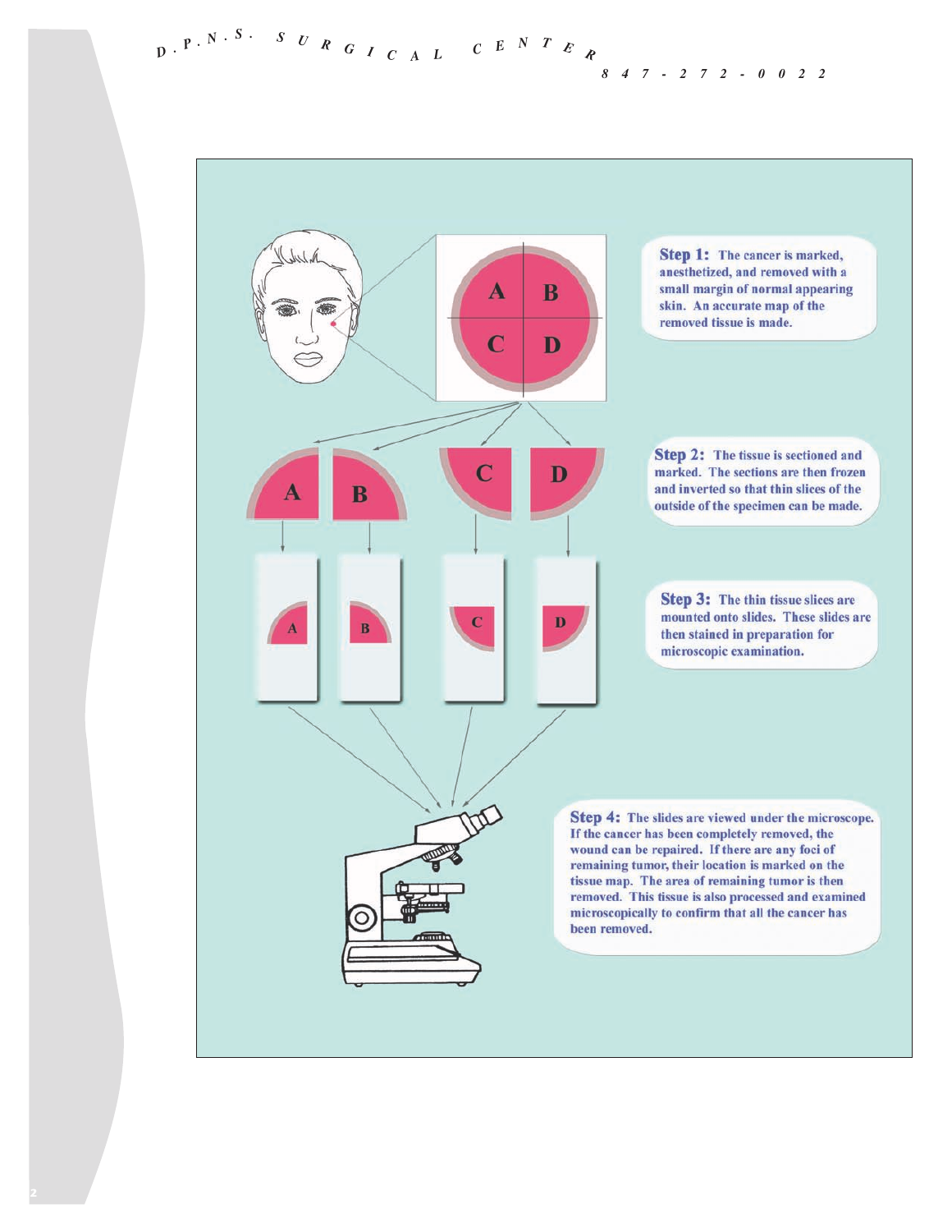**Step 1:** The cancer is marked, anesthetized, and removed with a small margin of normal appearing skin. An accurate map of the removed tissue is made.

**Step 2:** The tissue is sectioned and marked. The sections are then frozen and inverted so that thin slices of the outside of the specimen can be made.

**Step 3:** The thin tissue slices are mounted onto slides. These slides are then stained in preparation for microscopic examination.

**Step 4:** The slides are viewed under the microscope. If the cancer has been completely removed, the wound can be repaired. If there are any foci of remaining tumor, their location is marked on the tissue map. The area of remaining tumor is then removed. This tissue is also processed and examined microscopically to confirm that all the cancer has been removed.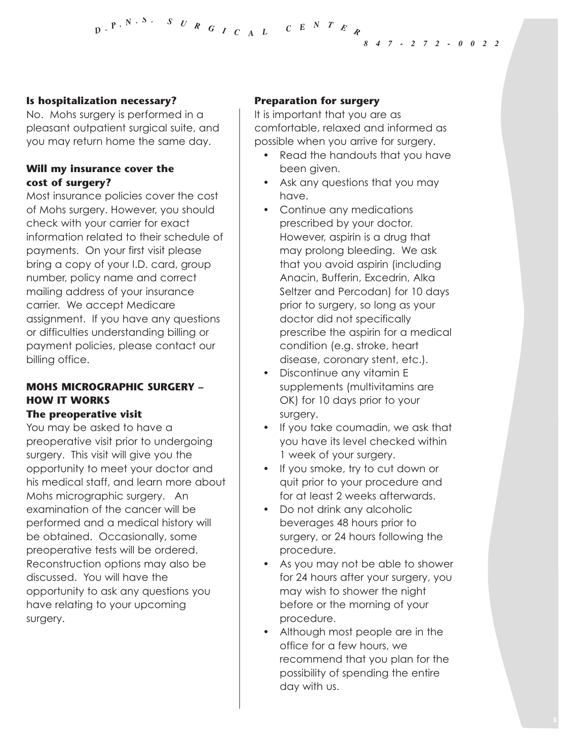### Is hospitalization necessary?

No. Mohs surgery is performed in a pleasant outpatient surgical suite, and you may return home the same day.

### Will my insurance cover the cost of surgery?

Most insurance policies cover the cost of Mohs surgery. However, you should check with your carrier for exact information related to their schedule of payments. On your first visit please bring a copy of your I.D. card, group number, policy name and correct mailing address of your insurance carrier. We accept Medicare assignment. If you have any questions or difficulties understanding billing or payment policies, please contact our billing office.

## MOHS MICROGRAPHIC SURGERY – HOW IT WORKS

### The preoperative visit

You may be asked to have a preoperative visit prior to undergoing surgery. This visit will give you the opportunity to meet your doctor and his medical staff, and learn more about Mohs micrographic surgery. An examination of the cancer will be performed and a medical history will be obtained. Occasionally, some preoperative tests will be ordered. Reconstruction options may also be discussed. You will have the opportunity to ask any questions you have relating to your upcoming surgery.

### Preparation for surgery

It is important that you are as comfortable, relaxed and informed as possible when you arrive for surgery.

- Read the handouts that you have been given.
- Ask any questions that you may have.
- Continue any medications prescribed by your doctor. However, aspirin is a drug that may prolong bleeding. We ask that you avoid aspirin (including Anacin, Bufferin, Excedrin, Alka Seltzer and Percodan) for 10 days prior to surgery, so long as your doctor did not specifically prescribe the aspirin for a medical condition (e.g. stroke, heart disease, coronary stent, etc.).
- Discontinue any vitamin E supplements (multivitamins are OK) for 10 days prior to your surgery.
- If you take coumadin, we ask that you have its level checked within 1 week of your surgery.
- If you smoke, try to cut down or quit prior to your procedure and for at least 2 weeks afterwards.
- Do not drink any alcoholic beverages 48 hours prior to surgery, or 24 hours following the procedure.
- As you may not be able to shower for 24 hours after your surgery, you may wish to shower the night before or the morning of your procedure.
- Although most people are in the office for a few hours, we recommend that you plan for the possibility of spending the entire day with us.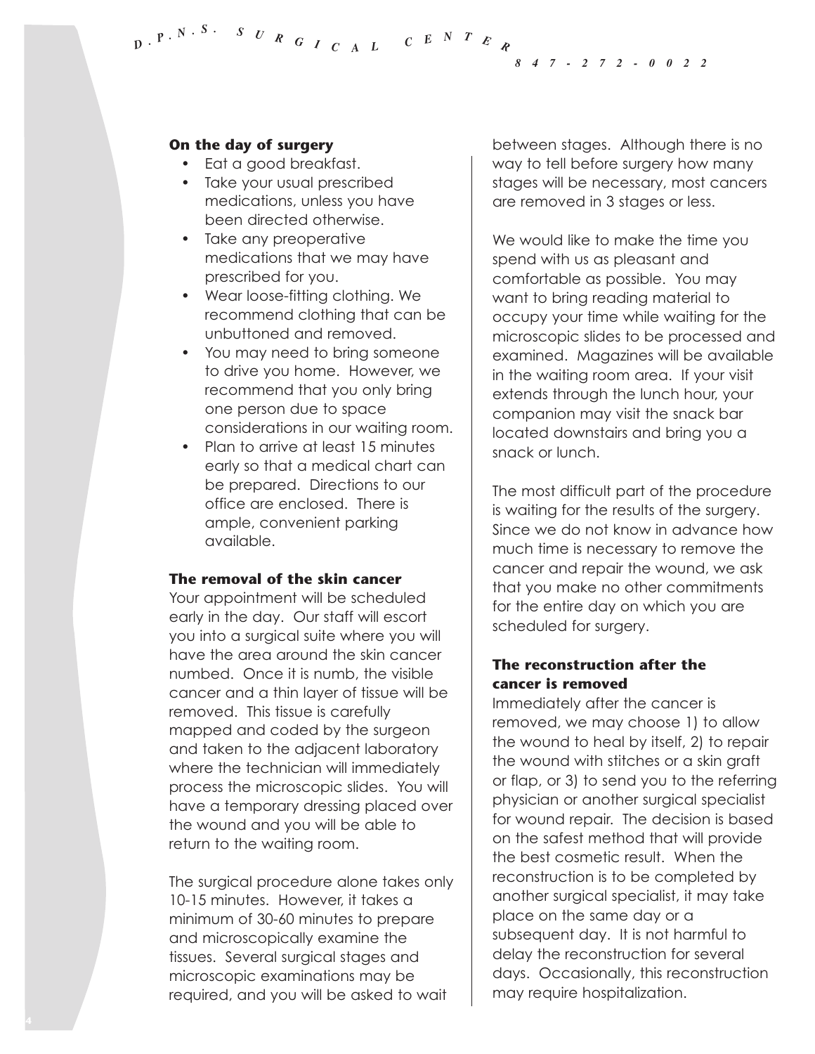### On the day of surgery

- Eat a good breakfast.
- Take your usual prescribed medications, unless you have been directed otherwise.
- Take any preoperative medications that we may have prescribed for you.
- Wear loose-fitting clothing. We recommend clothing that can be unbuttoned and removed.
- You may need to bring someone to drive you home. However, we recommend that you only bring one person due to space considerations in our waiting room.
- Plan to arrive at least 15 minutes early so that a medical chart can be prepared. Directions to our office are enclosed. There is ample, convenient parking available.

### The removal of the skin cancer

Your appointment will be scheduled early in the day. Our staff will escort you into a surgical suite where you will have the area around the skin cancer numbed. Once it is numb, the visible cancer and a thin layer of tissue will be removed. This tissue is carefully mapped and coded by the surgeon and taken to the adjacent laboratory where the technician will immediately process the microscopic slides. You will have a temporary dressing placed over the wound and you will be able to return to the waiting room.

The surgical procedure alone takes only 10-15 minutes. However, it takes a minimum of 30-60 minutes to prepare and microscopically examine the tissues. Several surgical stages and microscopic examinations may be required, and you will be asked to wait between stages. Although there is no way to tell before surgery how many stages will be necessary, most cancers are removed in 3 stages or less.

We would like to make the time you spend with us as pleasant and comfortable as possible. You may want to bring reading material to occupy your time while waiting for the microscopic slides to be processed and examined. Magazines will be available in the waiting room area. If your visit extends through the lunch hour, your companion may visit the snack bar located downstairs and bring you a snack or lunch.

The most difficult part of the procedure is waiting for the results of the surgery. Since we do not know in advance how much time is necessary to remove the cancer and repair the wound, we ask that you make no other commitments for the entire day on which you are scheduled for surgery.

### The reconstruction after the cancer is removed

Immediately after the cancer is removed, we may choose 1) to allow the wound to heal by itself, 2) to repair the wound with stitches or a skin graft or flap, or 3) to send you to the referring physician or another surgical specialist for wound repair. The decision is based on the safest method that will provide the best cosmetic result. When the reconstruction is to be completed by another surgical specialist, it may take place on the same day or a subsequent day. It is not harmful to delay the reconstruction for several days. Occasionally, this reconstruction may require hospitalization.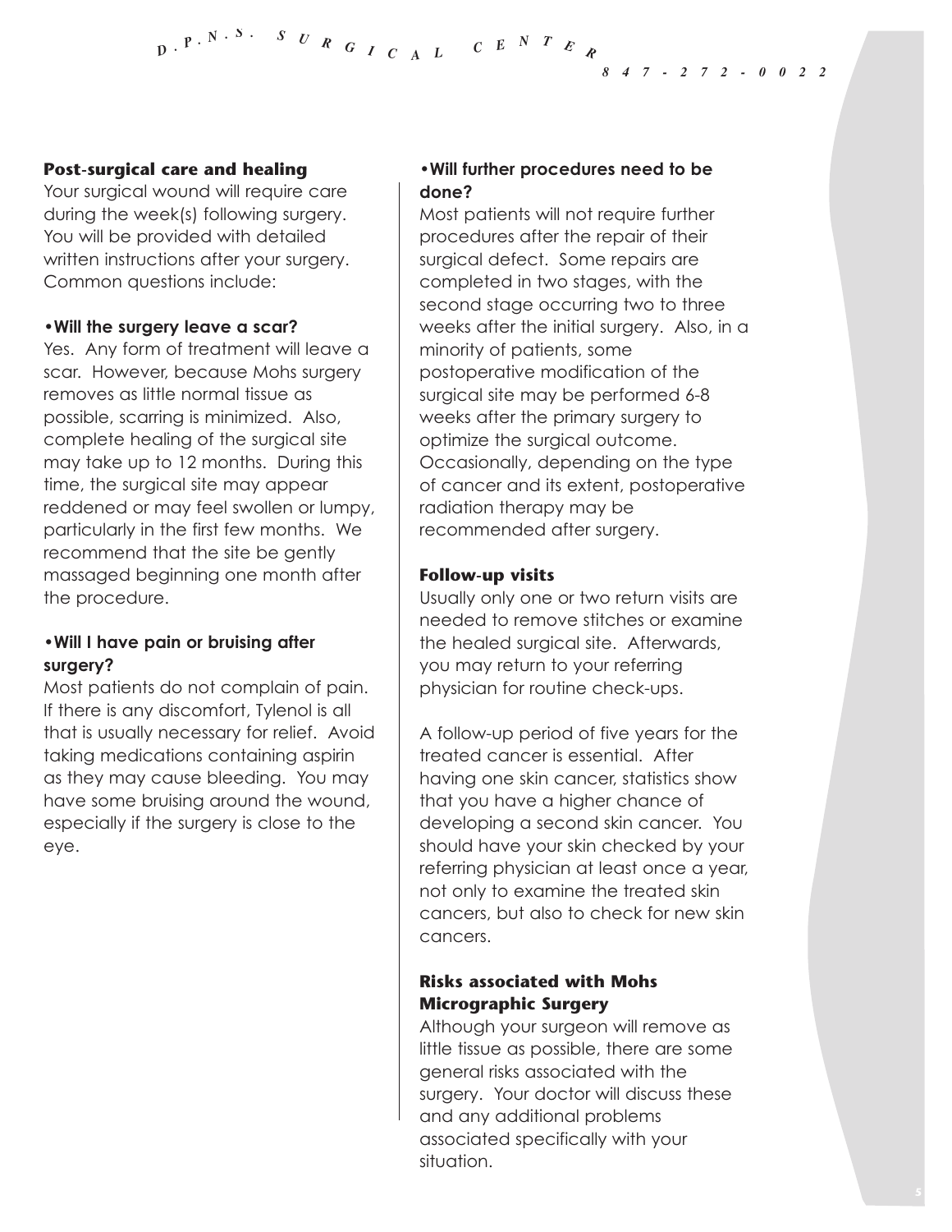## Post-surgical care and healing

Your surgical wound will require care during the week(s) following surgery. You will be provided with detailed written instructions after your surgery. Common questions include:

### •Will the surgery leave a scar?

Yes. Any form of treatment will leave a scar. However, because Mohs surgery removes as little normal tissue as possible, scarring is minimized. Also, complete healing of the surgical site may take up to 12 months. During this time, the surgical site may appear reddened or may feel swollen or lumpy, particularly in the first few months. We recommend that the site be gently massaged beginning one month after the procedure.

### •Will I have pain or bruising after surgery?

Most patients do not complain of pain. If there is any discomfort, Tylenol is all that is usually necessary for relief. Avoid taking medications containing aspirin as they may cause bleeding. You may have some bruising around the wound, especially if the surgery is close to the eye.

### •Will further procedures need to be done?

Most patients will not require further procedures after the repair of their surgical defect. Some repairs are completed in two stages, with the second stage occurring two to three weeks after the initial surgery. Also, in a minority of patients, some postoperative modification of the surgical site may be performed 6-8 weeks after the primary surgery to optimize the surgical outcome. Occasionally, depending on the type of cancer and its extent, postoperative radiation therapy may be recommended after surgery.

## Follow-up visits

Usually only one or two return visits are needed to remove stitches or examine the healed surgical site. Afterwards, you may return to your referring physician for routine check-ups.

A follow-up period of five years for the treated cancer is essential. After having one skin cancer, statistics show that you have a higher chance of developing a second skin cancer. You should have your skin checked by your referring physician at least once a year, not only to examine the treated skin cancers, but also to check for new skin cancers.

## Risks associated with Mohs Micrographic Surgery

Although your surgeon will remove as little tissue as possible, there are some general risks associated with the surgery. Your doctor will discuss these and any additional problems associated specifically with your situation.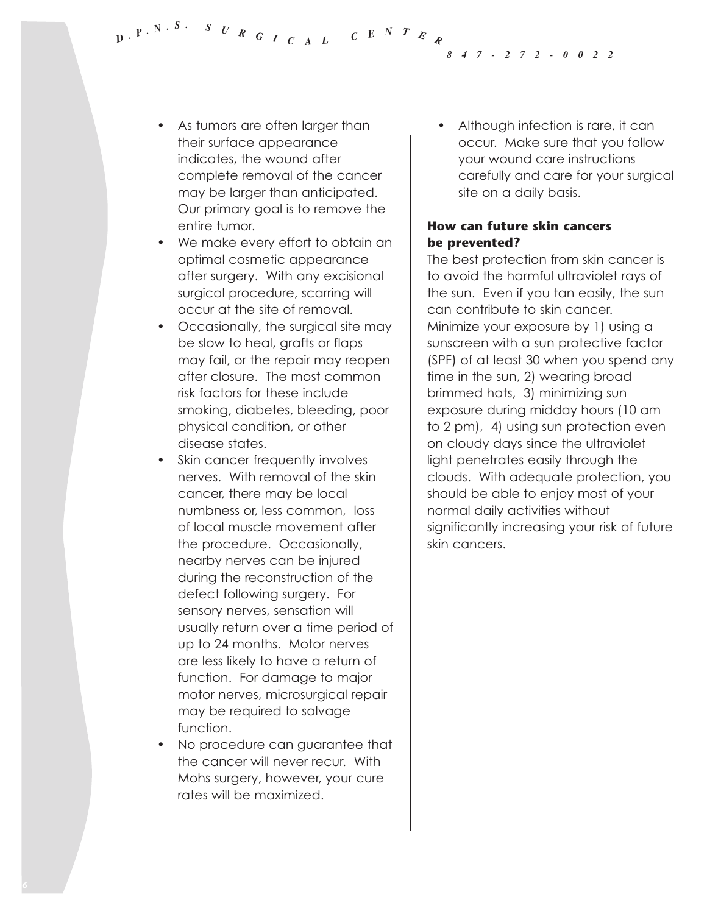- As tumors are often larger than their surface appearance indicates, the wound after complete removal of the cancer may be larger than anticipated. Our primary goal is to remove the entire tumor.
- We make every effort to obtain an optimal cosmetic appearance after surgery. With any excisional surgical procedure, scarring will occur at the site of removal.
- Occasionally, the surgical site may be slow to heal, grafts or flaps may fail, or the repair may reopen after closure. The most common risk factors for these include smoking, diabetes, bleeding, poor physical condition, or other disease states.
- Skin cancer frequently involves nerves. With removal of the skin cancer, there may be local numbness or, less common, loss of local muscle movement after the procedure. Occasionally, nearby nerves can be injured during the reconstruction of the defect following surgery. For sensory nerves, sensation will usually return over a time period of up to 24 months. Motor nerves are less likely to have a return of function. For damage to major motor nerves, microsurgical repair may be required to salvage function.
- No procedure can guarantee that the cancer will never recur. With Mohs surgery, however, your cure rates will be maximized.
- Although infection is rare, it can occur. Make sure that you follow your wound care instructions carefully and care for your surgical site on a daily basis.

### How can future skin cancers be prevented?

The best protection from skin cancer is to avoid the harmful ultraviolet rays of the sun. Even if you tan easily, the sun can contribute to skin cancer. Minimize your exposure by 1) using a sunscreen with a sun protective factor (SPF) of at least 30 when you spend any time in the sun, 2) wearing broad brimmed hats, 3) minimizing sun exposure during midday hours (10 am to 2 pm), 4) using sun protection even on cloudy days since the ultraviolet light penetrates easily through the clouds. With adequate protection, you should be able to enjoy most of your normal daily activities without significantly increasing your risk of future skin cancers.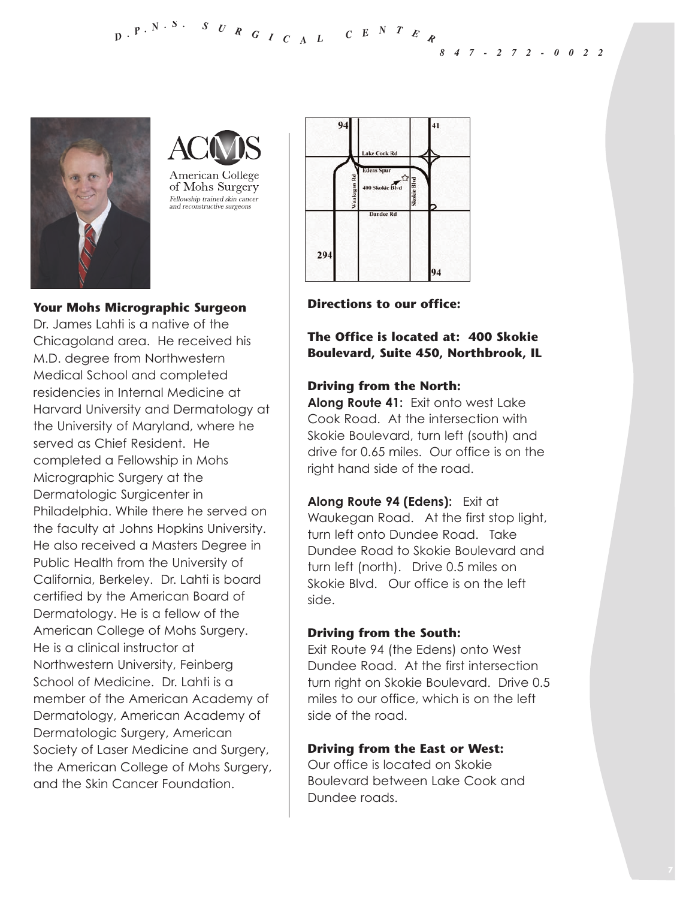## Your Mohs Micrographic Surgeon

Dr. James Lahti is a native of the Chicagoland area. He received his M.D. degree from Northwestern Medical School and completed residencies in Internal Medicine at Harvard University and Dermatology at the University of Maryland, where he served as Chief Resident. He completed a Fellowship in Mohs Micrographic Surgery at the Dermatologic Surgicenter in Philadelphia. While there he served on the faculty at Johns Hopkins University. He also received a Masters Degree in Public Health from the University of California, Berkeley. Dr. Lahti is board certified by the American Board of Dermatology. He is a fellow of the American College of Mohs Surgery. He is a clinical instructor at Northwestern University, Feinberg School of Medicine. Dr. Lahti is a member of the American Academy of Dermatology, American Academy of Dermatologic Surgery, American Society of Laser Medicine and Surgery, the American College of Mohs Surgery, and the Skin Cancer Foundation.

## Directions to our office:

**The Office is located at: 400 Skokie Boulevard, Suite 450, Northbrook, IL**

### Driving from the North:

**Along Route 41:** Exit onto west Lake Cook Road. At the intersection with Skokie Boulevard, turn left (south) and drive for 0.65 miles. Our office is on the right hand side of the road.

**Along Route 94 (Edens):** Exit at Waukegan Road. At the first stop light, turn left onto Dundee Road. Take Dundee Road to Skokie Boulevard and turn left (north). Drive 0.5 miles on Skokie Blvd. Our office is on the left side.

### Driving from the South:

Exit Route 94 (the Edens) onto West Dundee Road. At the first intersection turn right on Skokie Boulevard. Drive 0.5 miles to our office, which is on the left side of the road.

### Driving from the East or West:

Our office is located on Skokie Boulevard between Lake Cook and Dundee roads.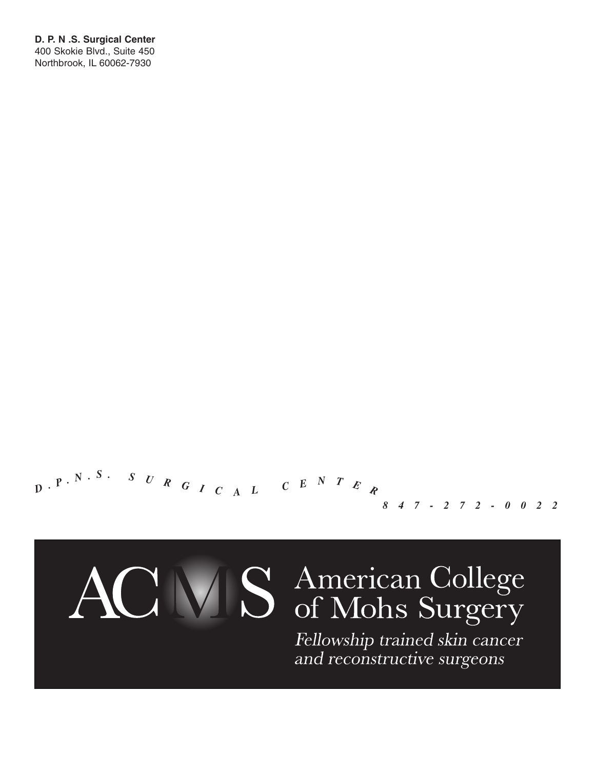**D. P. N .S. Surgical Center**
400 Skokie Blvd., Suite 450
Northbrook, IL 60062-7930

***D.P.N.S. SURGICAL CENTER***

***847-272-0022***

ACMS American College of Mohs Surgery

*Fellowship trained skin cancer and reconstructive surgeons*